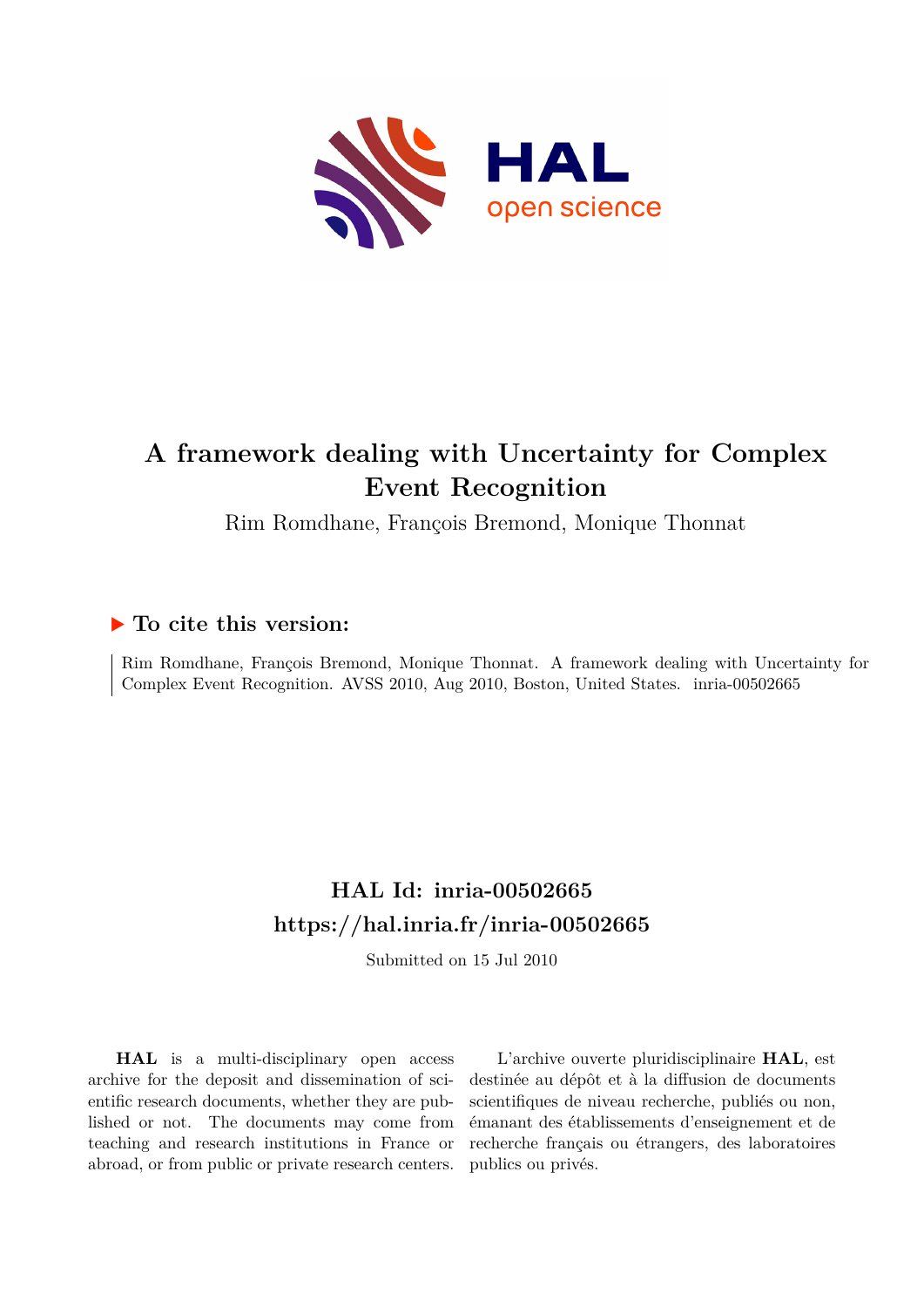# A framework dealing with Uncertainty for Complex Event Recognition

Rim Romdhane, François Bremond, Monique Thonnat

## ▶ To cite this version:

Rim Romdhane, François Bremond, Monique Thonnat. A framework dealing with Uncertainty for Complex Event Recognition. AVSS 2010, Aug 2010, Boston, United States. inria-00502665

## HAL Id: inria-00502665
## https://hal.inria.fr/inria-00502665

Submitted on 15 Jul 2010

**HAL** is a multi-disciplinary open access archive for the deposit and dissemination of scientific research documents, whether they are published or not. The documents may come from teaching and research institutions in France or abroad, or from public or private research centers.

L'archive ouverte pluridisciplinaire **HAL**, est destinée au dépôt et à la diffusion de documents scientifiques de niveau recherche, publiés ou non, émanant des établissements d'enseignement et de recherche français ou étrangers, des laboratoires publics ou privés.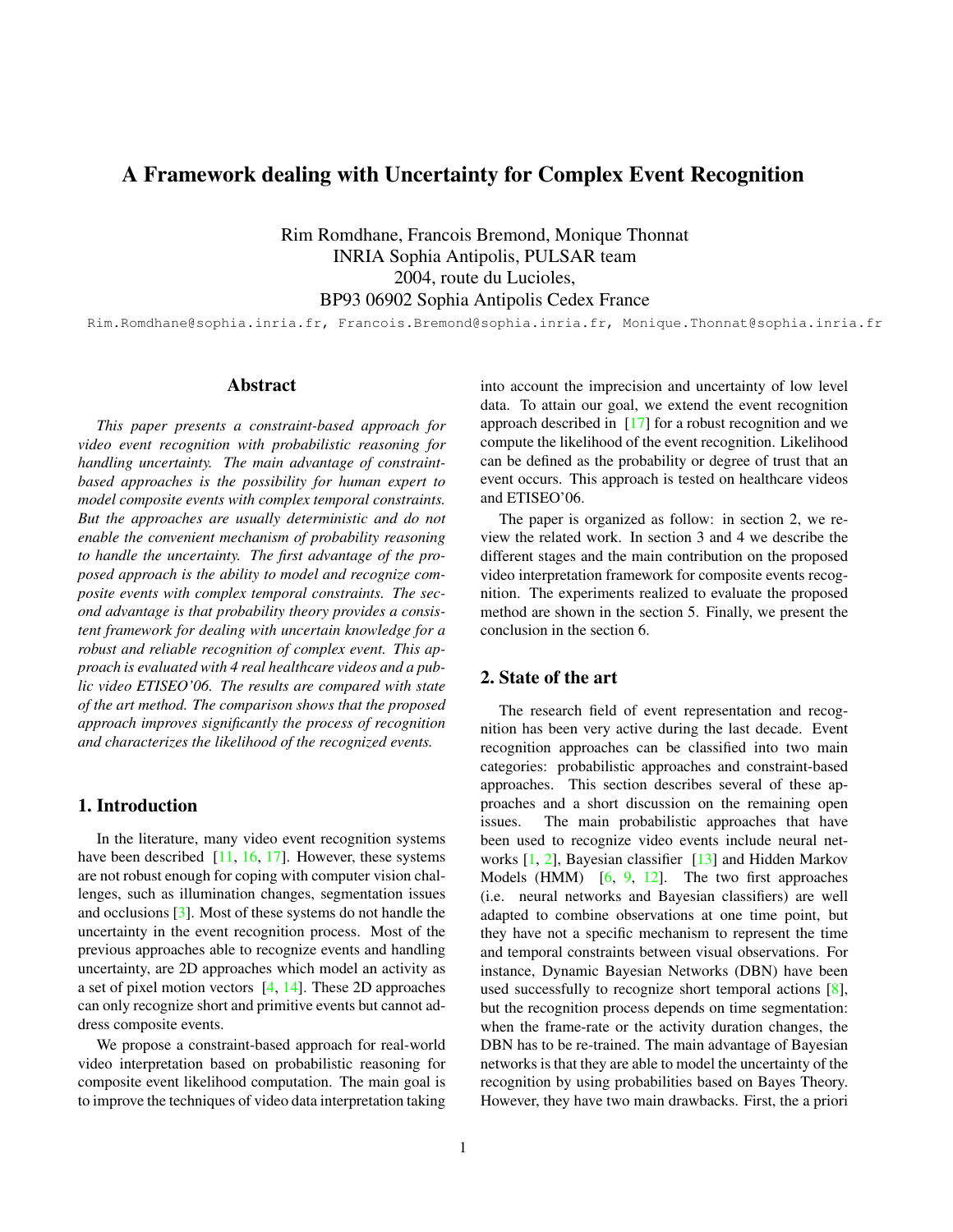# A Framework dealing with Uncertainty for Complex Event Recognition

Rim Romdhane, Francois Bremond, Monique Thonnat
INRIA Sophia Antipolis, PULSAR team
2004, route du Lucioles,
BP93 06902 Sophia Antipolis Cedex France

Rim.Romdhane@sophia.inria.fr, Francois.Bremond@sophia.inria.fr, Monique.Thonnat@sophia.inria.fr

## Abstract

*This paper presents a constraint-based approach for video event recognition with probabilistic reasoning for handling uncertainty. The main advantage of constraint-based approaches is the possibility for human expert to model composite events with complex temporal constraints. But the approaches are usually deterministic and do not enable the convenient mechanism of probability reasoning to handle the uncertainty. The first advantage of the proposed approach is the ability to model and recognize composite events with complex temporal constraints. The second advantage is that probability theory provides a consistent framework for dealing with uncertain knowledge for a robust and reliable recognition of complex event. This approach is evaluated with 4 real healthcare videos and a public video ETISEO'06. The results are compared with state of the art method. The comparison shows that the proposed approach improves significantly the process of recognition and characterizes the likelihood of the recognized events.*

## 1. Introduction

In the literature, many video event recognition systems have been described [11, 16, 17]. However, these systems are not robust enough for coping with computer vision challenges, such as illumination changes, segmentation issues and occlusions [3]. Most of these systems do not handle the uncertainty in the event recognition process. Most of the previous approaches able to recognize events and handling uncertainty, are 2D approaches which model an activity as a set of pixel motion vectors [4, 14]. These 2D approaches can only recognize short and primitive events but cannot address composite events.

We propose a constraint-based approach for real-world video interpretation based on probabilistic reasoning for composite event likelihood computation. The main goal is to improve the techniques of video data interpretation taking into account the imprecision and uncertainty of low level data. To attain our goal, we extend the event recognition approach described in [17] for a robust recognition and we compute the likelihood of the event recognition. Likelihood can be defined as the probability or degree of trust that an event occurs. This approach is tested on healthcare videos and ETISEO'06.

The paper is organized as follow: in section 2, we review the related work. In section 3 and 4 we describe the different stages and the main contribution on the proposed video interpretation framework for composite events recognition. The experiments realized to evaluate the proposed method are shown in the section 5. Finally, we present the conclusion in the section 6.

## 2. State of the art

The research field of event representation and recognition has been very active during the last decade. Event recognition approaches can be classified into two main categories: probabilistic approaches and constraint-based approaches. This section describes several of these approaches and a short discussion on the remaining open issues. The main probabilistic approaches that have been used to recognize video events include neural networks [1, 2], Bayesian classifier [13] and Hidden Markov Models (HMM) [6, 9, 12]. The two first approaches (i.e. neural networks and Bayesian classifiers) are well adapted to combine observations at one time point, but they have not a specific mechanism to represent the time and temporal constraints between visual observations. For instance, Dynamic Bayesian Networks (DBN) have been used successfully to recognize short temporal actions [8], but the recognition process depends on time segmentation: when the frame-rate or the activity duration changes, the DBN has to be re-trained. The main advantage of Bayesian networks is that they are able to model the uncertainty of the recognition by using probabilities based on Bayes Theory. However, they have two main drawbacks. First, the a priori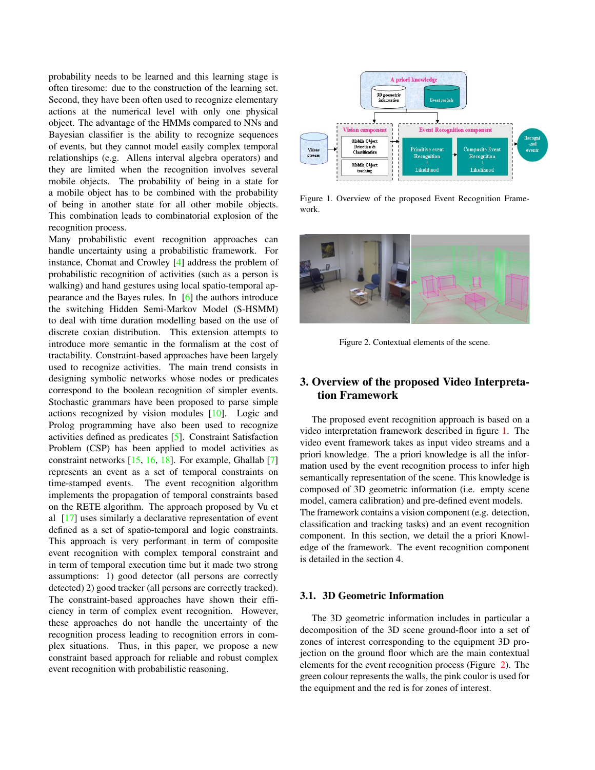probability needs to be learned and this learning stage is often tiresome: due to the construction of the learning set. Second, they have been often used to recognize elementary actions at the numerical level with only one physical object. The advantage of the HMMs compared to NNs and Bayesian classifier is the ability to recognize sequences of events, but they cannot model easily complex temporal relationships (e.g. Allens interval algebra operators) and they are limited when the recognition involves several mobile objects. The probability of being in a state for a mobile object has to be combined with the probability of being in another state for all other mobile objects. This combination leads to combinatorial explosion of the recognition process.

Many probabilistic event recognition approaches can handle uncertainty using a probabilistic framework. For instance, Chomat and Crowley [4] address the problem of probabilistic recognition of activities (such as a person is walking) and hand gestures using local spatio-temporal appearance and the Bayes rules. In [6] the authors introduce the switching Hidden Semi-Markov Model (S-HSMM) to deal with time duration modelling based on the use of discrete coxian distribution. This extension attempts to introduce more semantic in the formalism at the cost of tractability. Constraint-based approaches have been largely used to recognize activities. The main trend consists in designing symbolic networks whose nodes or predicates correspond to the boolean recognition of simpler events. Stochastic grammars have been proposed to parse simple actions recognized by vision modules [10]. Logic and Prolog programming have also been used to recognize activities defined as predicates [5]. Constraint Satisfaction Problem (CSP) has been applied to model activities as constraint networks [15, 16, 18]. For example, Ghallab [7] represents an event as a set of temporal constraints on time-stamped events. The event recognition algorithm implements the propagation of temporal constraints based on the RETE algorithm. The approach proposed by Vu et al [17] uses similarly a declarative representation of event defined as a set of spatio-temporal and logic constraints. This approach is very performant in term of composite event recognition with complex temporal constraint and in term of temporal execution time but it made two strong assumptions: 1) good detector (all persons are correctly detected) 2) good tracker (all persons are correctly tracked). The constraint-based approaches have shown their efficiency in term of complex event recognition. However, these approaches do not handle the uncertainty of the recognition process leading to recognition errors in complex situations. Thus, in this paper, we propose a new constraint based approach for reliable and robust complex event recognition with probabilistic reasoning.

Figure 1. Overview of the proposed Event Recognition Framework.

Figure 2. Contextual elements of the scene.

## 3. Overview of the proposed Video Interpretation Framework

The proposed event recognition approach is based on a video interpretation framework described in figure 1. The video event framework takes as input video streams and a priori knowledge. The a priori knowledge is all the information used by the event recognition process to infer high semantically representation of the scene. This knowledge is composed of 3D geometric information (i.e. empty scene model, camera calibration) and pre-defined event models. The framework contains a vision component (e.g. detection, classification and tracking tasks) and an event recognition component. In this section, we detail the a priori Knowledge of the framework. The event recognition component is detailed in the section 4.

### 3.1. 3D Geometric Information

The 3D geometric information includes in particular a decomposition of the 3D scene ground-floor into a set of zones of interest corresponding to the equipment 3D projection on the ground floor which are the main contextual elements for the event recognition process (Figure 2). The green colour represents the walls, the pink coulor is used for the equipment and the red is for zones of interest.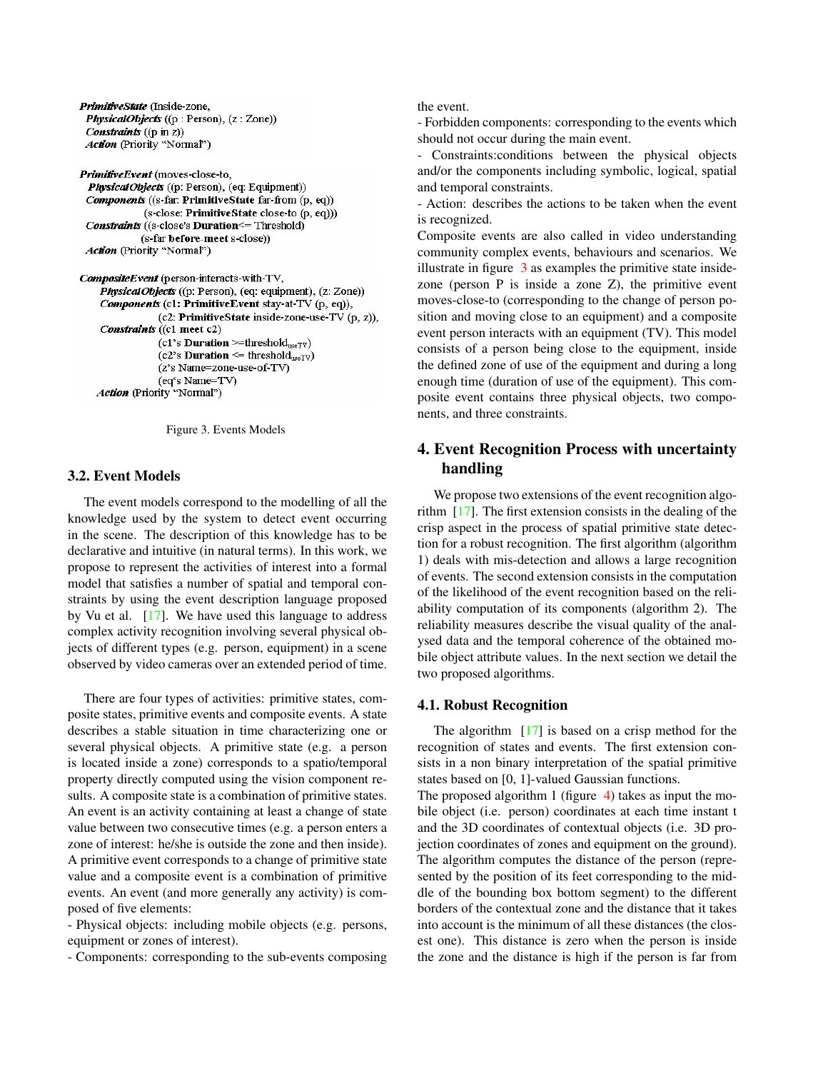```
PrimitiveState (Inside-zone,
  PhysicalObjects ((p : Person), (z : Zone))
  Constraints ((p in z))
  Action (Priority "Normal")

PrimitiveEvent (moves-close-to,
  PhysicalObjects ((p: Person), (eq: Equipment))
  Components ((s-far: PrimitiveState far-from (p, eq))
              (s-close: PrimitiveState close-to (p, eq)))
  Constraints ((s-close's Duration<= Threshold)
               (s-far before-meet s-close))
  Action (Priority "Normal")

CompositeEvent (person-interacts-with-TV,
  PhysicalObjects ((p: Person), (eq: equipment), (z: Zone))
  Components (c1: PrimitiveEvent stay-at-TV (p, eq)),
             (c2: PrimitiveState inside-zone-use-TV (p, z)),
  Constraints ((c1 meet c2)
               (c1's Duration >=threshold_useTV)
               (c2's Duration <= threshold_useTV)
               (z's Name=zone-use-of-TV)
               (eq's Name=TV)
  Action (Priority "Normal")
```

Figure 3. Events Models

### 3.2. Event Models

The event models correspond to the modelling of all the knowledge used by the system to detect event occurring in the scene. The description of this knowledge has to be declarative and intuitive (in natural terms). In this work, we propose to represent the activities of interest into a formal model that satisfies a number of spatial and temporal constraints by using the event description language proposed by Vu et al. [17]. We have used this language to address complex activity recognition involving several physical objects of different types (e.g. person, equipment) in a scene observed by video cameras over an extended period of time.

There are four types of activities: primitive states, composite states, primitive events and composite events. A state describes a stable situation in time characterizing one or several physical objects. A primitive state (e.g. a person is located inside a zone) corresponds to a spatio/temporal property directly computed using the vision component results. A composite state is a combination of primitive states. An event is an activity containing at least a change of state value between two consecutive times (e.g. a person enters a zone of interest: he/she is outside the zone and then inside). A primitive event corresponds to a change of primitive state value and a composite event is a combination of primitive events. An event (and more generally any activity) is composed of five elements:

- Physical objects: including mobile objects (e.g. persons, equipment or zones of interest).
- Components: corresponding to the sub-events composing the event.
- Forbidden components: corresponding to the events which should not occur during the main event.
- Constraints:conditions between the physical objects and/or the components including symbolic, logical, spatial and temporal constraints.
- Action: describes the actions to be taken when the event is recognized.

Composite events are also called in video understanding community complex events, behaviours and scenarios. We illustrate in figure 3 as examples the primitive state inside-zone (person P is inside a zone Z), the primitive event moves-close-to (corresponding to the change of person position and moving close to an equipment) and a composite event person interacts with an equipment (TV). This model consists of a person being close to the equipment, inside the defined zone of use of the equipment and during a long enough time (duration of use of the equipment). This composite event contains three physical objects, two components, and three constraints.

## 4. Event Recognition Process with uncertainty handling

We propose two extensions of the event recognition algorithm [17]. The first extension consists in the dealing of the crisp aspect in the process of spatial primitive state detection for a robust recognition. The first algorithm (algorithm 1) deals with mis-detection and allows a large recognition of events. The second extension consists in the computation of the likelihood of the event recognition based on the reliability computation of its components (algorithm 2). The reliability measures describe the visual quality of the analysed data and the temporal coherence of the obtained mobile object attribute values. In the next section we detail the two proposed algorithms.

### 4.1. Robust Recognition

The algorithm [17] is based on a crisp method for the recognition of states and events. The first extension consists in a non binary interpretation of the spatial primitive states based on [0, 1]-valued Gaussian functions.

The proposed algorithm 1 (figure 4) takes as input the mobile object (i.e. person) coordinates at each time instant t and the 3D coordinates of contextual objects (i.e. 3D projection coordinates of zones and equipment on the ground). The algorithm computes the distance of the person (represented by the position of its feet corresponding to the middle of the bounding box bottom segment) to the different borders of the contextual zone and the distance that it takes into account is the minimum of all these distances (the closest one). This distance is zero when the person is inside the zone and the distance is high if the person is far from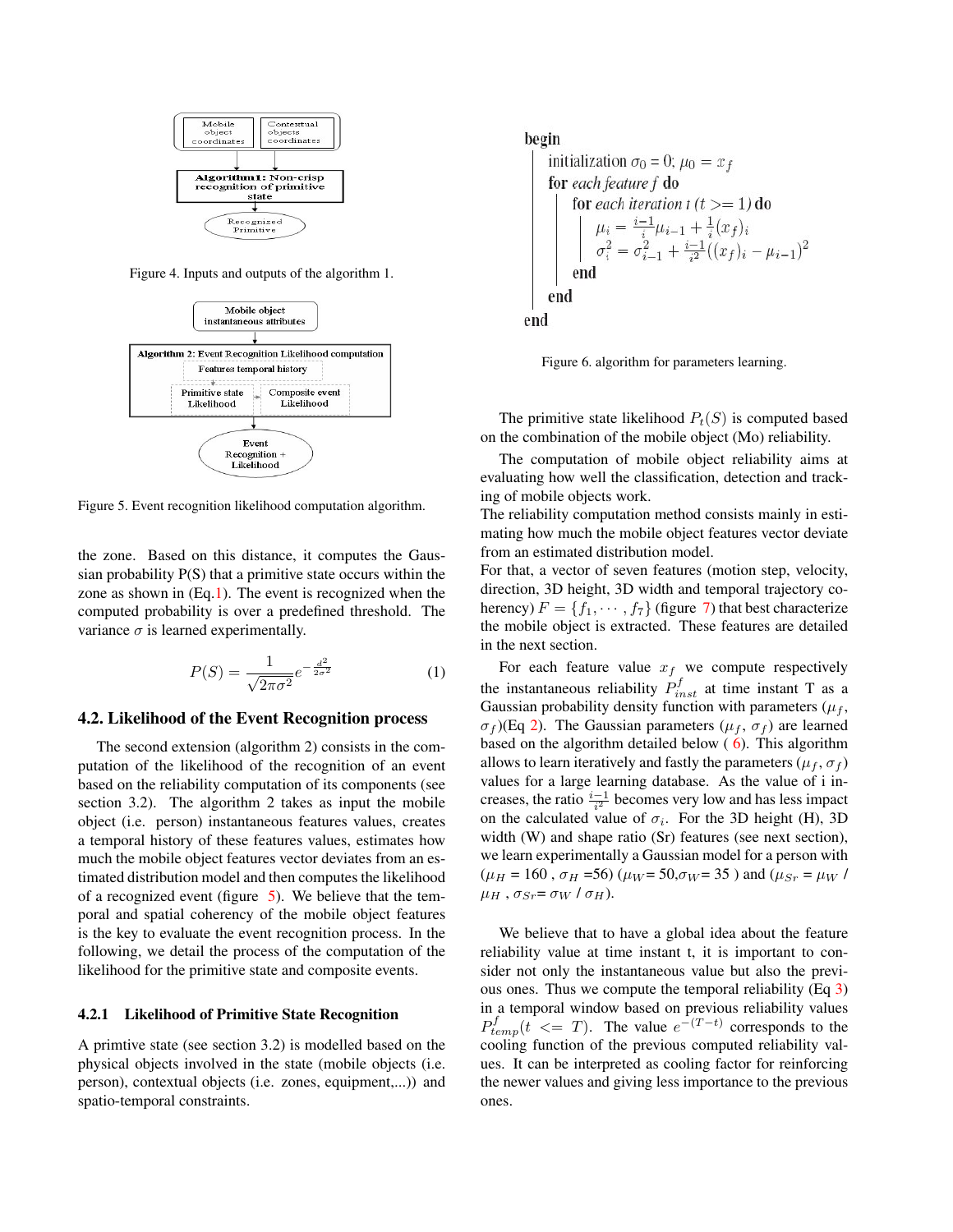Mobile object coordinates | Contextual objects coordinates

Algorithm1: Non-crisp recognition of primitive state

Recognized Primitive

Figure 4. Inputs and outputs of the algorithm 1.

Mobile object instantaneous attributes

Algorithm 2: Event Recognition Likelihood computation

Features temporal history

Primitive state Likelihood | Composite event Likelihood

Event Recognition + Likelihood

Figure 5. Event recognition likelihood computation algorithm.

the zone. Based on this distance, it computes the Gaussian probability P(S) that a primitive state occurs within the zone as shown in (Eq.1). The event is recognized when the computed probability is over a predefined threshold. The variance $\sigma$ is learned experimentally.

$$P(S) = \frac{1}{\sqrt{2\pi\sigma^2}} e^{-\frac{d^2}{2\sigma^2}} \quad (1)$$

### 4.2. Likelihood of the Event Recognition process

The second extension (algorithm 2) consists in the computation of the likelihood of the recognition of an event based on the reliability computation of its components (see section 3.2). The algorithm 2 takes as input the mobile object (i.e. person) instantaneous features values, creates a temporal history of these features values, estimates how much the mobile object features vector deviates from an estimated distribution model and then computes the likelihood of a recognized event (figure 5). We believe that the temporal and spatial coherency of the mobile object features is the key to evaluate the event recognition process. In the following, we detail the process of the computation of the likelihood for the primitive state and composite events.

#### 4.2.1 Likelihood of Primitive State Recognition

A primtive state (see section 3.2) is modelled based on the physical objects involved in the state (mobile objects (i.e. person), contextual objects (i.e. zones, equipment,...)) and spatio-temporal constraints.

```
begin
    initialization σ0 = 0; μ0 = x_f
    for each feature f do
        for each iteration t (t >= 1) do
            μ_i = (i-1)/i μ_{i-1} + 1/i (x_f)_i
            σ²_i = σ²_{i-1} + (i-1)/i² ((x_f)_i - μ_{i-1})²
        end
    end
end
```

Figure 6. algorithm for parameters learning.

The primitive state likelihood $P_t(S)$ is computed based on the combination of the mobile object (Mo) reliability.

The computation of mobile object reliability aims at evaluating how well the classification, detection and tracking of mobile objects work.
The reliability computation method consists mainly in estimating how much the mobile object features vector deviate from an estimated distribution model.
For that, a vector of seven features (motion step, velocity, direction, 3D height, 3D width and temporal trajectory coherency) $F = \{f_1, \cdots, f_7\}$ (figure 7) that best characterize the mobile object is extracted. These features are detailed in the next section.

For each feature value $x_f$ we compute respectively the instantaneous reliability $P^f_{inst}$ at time instant T as a Gaussian probability density function with parameters ($\mu_f$, $\sigma_f$)(Eq 2). The Gaussian parameters ($\mu_f$, $\sigma_f$) are learned based on the algorithm detailed below ( 6). This algorithm allows to learn iteratively and fastly the parameters ($\mu_f$, $\sigma_f$) values for a large learning database. As the value of i increases, the ratio $\frac{i-1}{i^2}$ becomes very low and has less impact on the calculated value of $\sigma_i$. For the 3D height (H), 3D width (W) and shape ratio (Sr) features (see next section), we learn experimentally a Gaussian model for a person with ($\mu_H$ = 160 , $\sigma_H$ =56) ($\mu_W$= 50,$\sigma_W$= 35 ) and ($\mu_{Sr}$ = $\mu_W$ / $\mu_H$ , $\sigma_{Sr}$= $\sigma_W$ / $\sigma_H$).

We believe that to have a global idea about the feature reliability value at time instant t, it is important to consider not only the instantaneous value but also the previous ones. Thus we compute the temporal reliability (Eq 3) in a temporal window based on previous reliability values $P^f_{temp}(t <= T)$. The value $e^{-(T-t)}$ corresponds to the cooling function of the previous computed reliability values. It can be interpreted as cooling factor for reinforcing the newer values and giving less importance to the previous ones.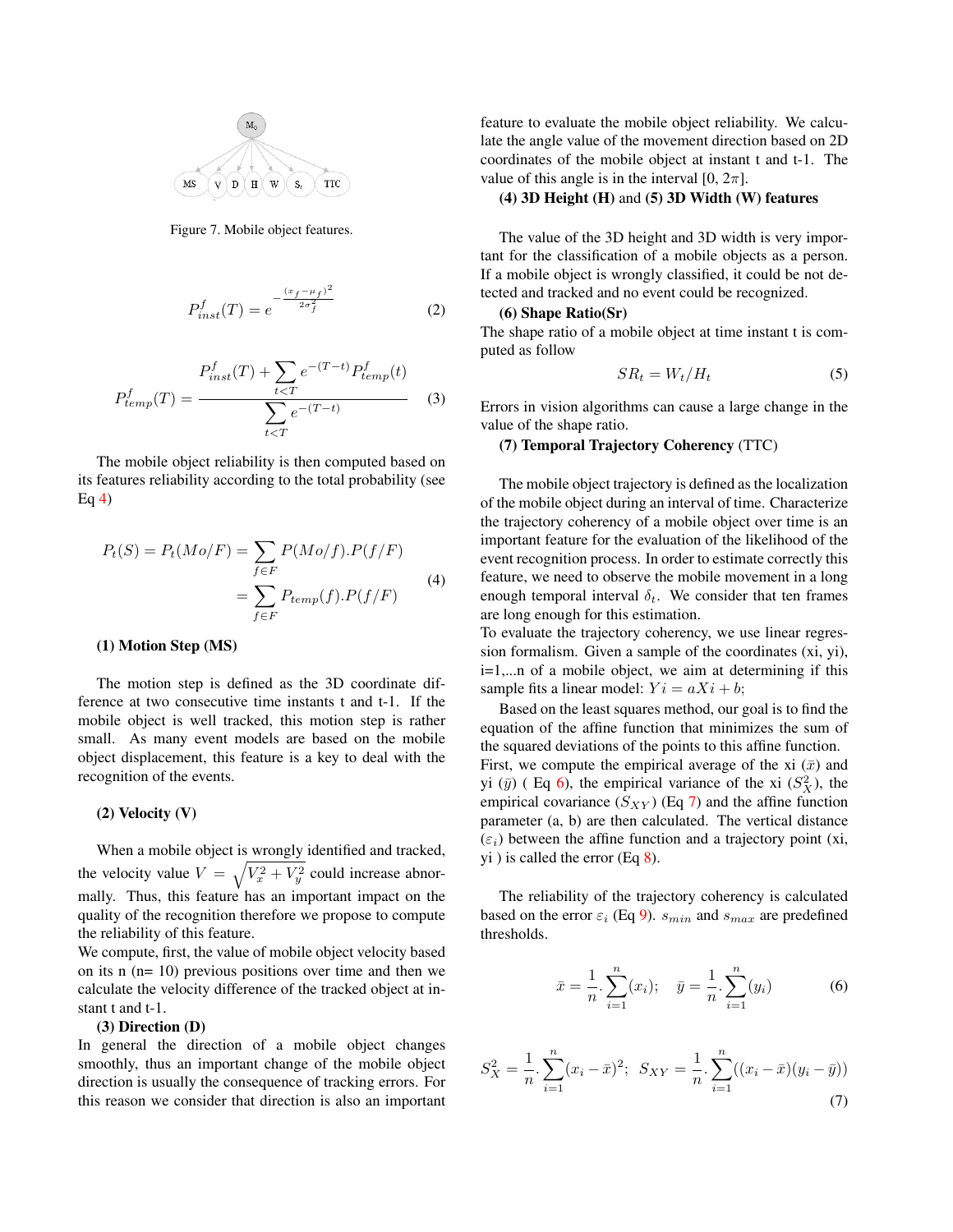Figure 7. Mobile object features.

$$P_{inst}^{f}(T) = e^{-\frac{(x_f-\mu_f)^2}{2\sigma_f^2}} \tag{2}$$

$$P_{temp}^{f}(T) = \frac{P_{inst}^{f}(T) + \sum_{t<T} e^{-(T-t)} P_{temp}^{f}(t)}{\sum_{t<T} e^{-(T-t)}} \tag{3}$$

The mobile object reliability is then computed based on its features reliability according to the total probability (see Eq 4)

$$\begin{aligned} P_t(S) = P_t(Mo/F) &= \sum_{f \in F} P(Mo/f).P(f/F) \\ &= \sum_{f \in F} P_{temp}(f).P(f/F) \end{aligned} \tag{4}$$

**(1) Motion Step (MS)**

The motion step is defined as the 3D coordinate difference at two consecutive time instants t and t-1. If the mobile object is well tracked, this motion step is rather small. As many event models are based on the mobile object displacement, this feature is a key to deal with the recognition of the events.

**(2) Velocity (V)**

When a mobile object is wrongly identified and tracked, the velocity value $V = \sqrt{V_x^2 + V_y^2}$ could increase abnormally. Thus, this feature has an important impact on the quality of the recognition therefore we propose to compute the reliability of this feature.

We compute, first, the value of mobile object velocity based on its n (n= 10) previous positions over time and then we calculate the velocity difference of the tracked object at instant t and t-1.

**(3) Direction (D)**

In general the direction of a mobile object changes smoothly, thus an important change of the mobile object direction is usually the consequence of tracking errors. For this reason we consider that direction is also an important feature to evaluate the mobile object reliability. We calculate the angle value of the movement direction based on 2D coordinates of the mobile object at instant t and t-1. The value of this angle is in the interval [0, 2$\pi$].

**(4) 3D Height (H)** and **(5) 3D Width (W) features**

The value of the 3D height and 3D width is very important for the classification of a mobile objects as a person. If a mobile object is wrongly classified, it could be not detected and tracked and no event could be recognized.

**(6) Shape Ratio(Sr)**

The shape ratio of a mobile object at time instant t is computed as follow

$$SR_t = W_t/H_t \tag{5}$$

Errors in vision algorithms can cause a large change in the value of the shape ratio.

**(7) Temporal Trajectory Coherency** (TTC)

The mobile object trajectory is defined as the localization of the mobile object during an interval of time. Characterize the trajectory coherency of a mobile object over time is an important feature for the evaluation of the likelihood of the event recognition process. In order to estimate correctly this feature, we need to observe the mobile movement in a long enough temporal interval $\delta_t$. We consider that ten frames are long enough for this estimation.

To evaluate the trajectory coherency, we use linear regression formalism. Given a sample of the coordinates (xi, yi), i=1,...n of a mobile object, we aim at determining if this sample fits a linear model: $Yi = aXi + b$;

Based on the least squares method, our goal is to find the equation of the affine function that minimizes the sum of the squared deviations of the points to this affine function. First, we compute the empirical average of the xi ($\bar{x}$) and yi ($\bar{y}$) ( Eq 6), the empirical variance of the xi ($S_X^2$), the empirical covariance ($S_{XY}$) (Eq 7) and the affine function parameter (a, b) are then calculated. The vertical distance ($\varepsilon_i$) between the affine function and a trajectory point (xi, yi ) is called the error (Eq 8).

The reliability of the trajectory coherency is calculated based on the error $\varepsilon_i$ (Eq 9). $s_{min}$ and $s_{max}$ are predefined thresholds.

$$\bar{x} = \frac{1}{n}.\sum_{i=1}^{n}(x_i); \quad \bar{y} = \frac{1}{n}.\sum_{i=1}^{n}(y_i) \tag{6}$$

$$S_X^2 = \frac{1}{n}.\sum_{i=1}^{n}(x_i - \bar{x})^2; \;\; S_{XY} = \frac{1}{n}.\sum_{i=1}^{n}((x_i - \bar{x})(y_i - \bar{y})) \tag{7}$$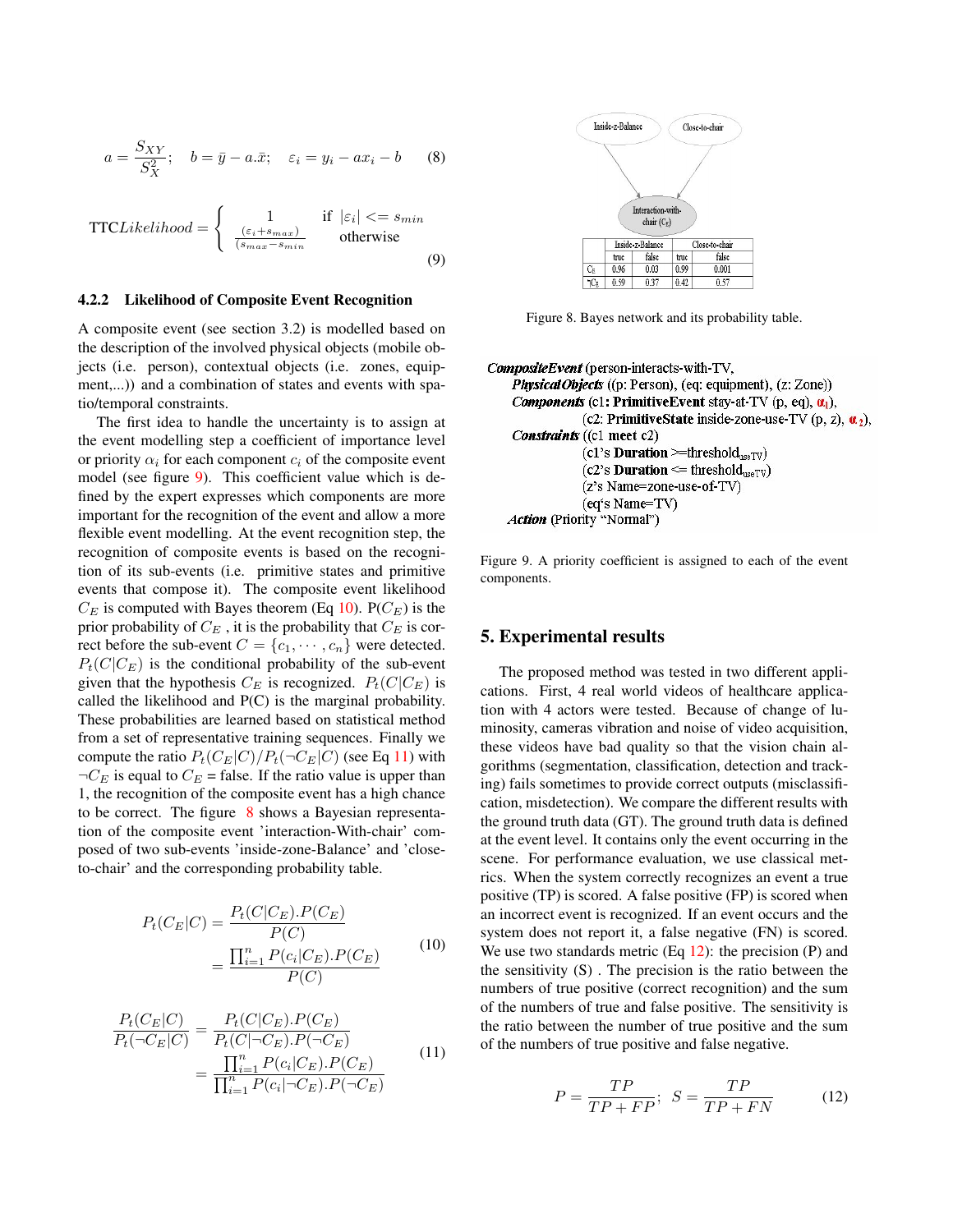$$a = \frac{S_{XY}}{S_X^2}; \quad b = \bar{y} - a.\bar{x}; \quad \varepsilon_i = y_i - ax_i - b \tag{8}$$

$$\text{TTC}Likelihood = \begin{cases} 1 & \text{if } |\varepsilon_i| <= s_{min} \\ \frac{(\varepsilon_i + s_{max})}{(s_{max} - s_{min}} & \text{otherwise} \end{cases} \tag{9}$$

### 4.2.2 Likelihood of Composite Event Recognition

A composite event (see section 3.2) is modelled based on the description of the involved physical objects (mobile objects (i.e. person), contextual objects (i.e. zones, equipment,...)) and a combination of states and events with spatio/temporal constraints.

The first idea to handle the uncertainty is to assign at the event modelling step a coefficient of importance level or priority $\alpha_i$ for each component $c_i$ of the composite event model (see figure 9). This coefficient value which is defined by the expert expresses which components are more important for the recognition of the event and allow a more flexible event modelling. At the event recognition step, the recognition of composite events is based on the recognition of its sub-events (i.e. primitive states and primitive events that compose it). The composite event likelihood $C_E$ is computed with Bayes theorem (Eq 10). P($C_E$) is the prior probability of $C_E$ , it is the probability that $C_E$ is correct before the sub-event $C = \{c_1, \cdots, c_n\}$ were detected. $P_t(C|C_E)$ is the conditional probability of the sub-event given that the hypothesis $C_E$ is recognized. $P_t(C|C_E)$ is called the likelihood and P(C) is the marginal probability. These probabilities are learned based on statistical method from a set of representative training sequences. Finally we compute the ratio $P_t(C_E|C)/P_t(\neg C_E|C)$ (see Eq 11) with $\neg C_E$ is equal to $C_E$ = false. If the ratio value is upper than 1, the recognition of the composite event has a high chance to be correct. The figure 8 shows a Bayesian representation of the composite event 'interaction-With-chair' composed of two sub-events 'inside-zone-Balance' and 'close-to-chair' and the corresponding probability table.

$$\begin{aligned} P_t(C_E|C) &= \frac{P_t(C|C_E).P(C_E)}{P(C)} \\ &= \frac{\prod_{i=1}^{n} P(c_i|C_E).P(C_E)}{P(C)} \end{aligned} \tag{10}$$

$$\begin{aligned} \frac{P_t(C_E|C)}{P_t(\neg C_E|C)} &= \frac{P_t(C|C_E).P(C_E)}{P_t(C|\neg C_E).P(\neg C_E)} \\ &= \frac{\prod_{i=1}^{n} P(c_i|C_E).P(C_E)}{\prod_{i=1}^{n} P(c_i|\neg C_E).P(\neg C_E)} \end{aligned} \tag{11}$$

Inside-z-Balance → Interaction-with-chair ($C_E$) ← Close-to-chair

| | Inside-z-Balance | | Close-to-chair | |
|---|---|---|---|---|
| | true | false | true | false |
| $C_E$ | 0.96 | 0.03 | 0.99 | 0.001 |
| $\neg C_E$ | 0.59 | 0.37 | 0.42 | 0.57 |

Figure 8. Bayes network and its probability table.

```
CompositeEvent (person-interacts-with-TV,
    PhysicalObjects ((p: Person), (eq: equipment), (z: Zone))
    Components (c1: PrimitiveEvent stay-at-TV (p, eq), α1),
               (c2: PrimitiveState inside-zone-use-TV (p, z), α2),
    Constraints ((c1 meet c2)
               (c1's Duration >=threshold_useTV)
               (c2's Duration <= threshold_useTV)
               (z's Name=zone-use-of-TV)
               (eq's Name=TV)
  Action (Priority "Normal")
```

Figure 9. A priority coefficient is assigned to each of the event components.

## 5. Experimental results

The proposed method was tested in two different applications. First, 4 real world videos of healthcare application with 4 actors were tested. Because of change of luminosity, cameras vibration and noise of video acquisition, these videos have bad quality so that the vision chain algorithms (segmentation, classification, detection and tracking) fails sometimes to provide correct outputs (misclassification, misdetection). We compare the different results with the ground truth data (GT). The ground truth data is defined at the event level. It contains only the event occurring in the scene. For performance evaluation, we use classical metrics. When the system correctly recognizes an event a true positive (TP) is scored. A false positive (FP) is scored when an incorrect event is recognized. If an event occurs and the system does not report it, a false negative (FN) is scored. We use two standards metric (Eq 12): the precision (P) and the sensitivity (S) . The precision is the ratio between the numbers of true positive (correct recognition) and the sum of the numbers of true and false positive. The sensitivity is the ratio between the number of true positive and the sum of the numbers of true positive and false negative.

$$P = \frac{TP}{TP + FP}; \quad S = \frac{TP}{TP + FN} \tag{12}$$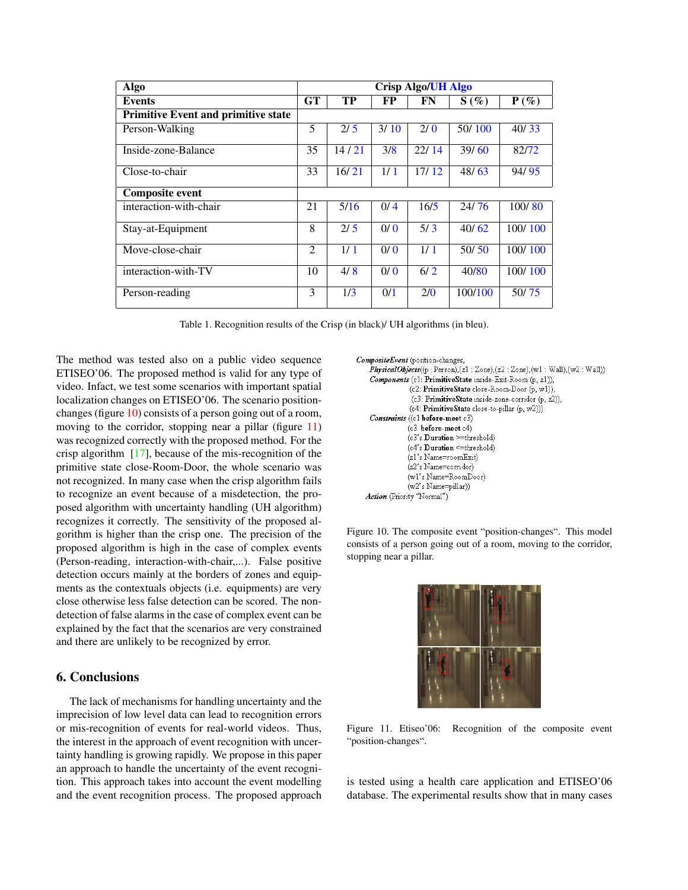| Algo | Crisp Algo/UH Algo | | | | | |
|---|---|---|---|---|---|---|
| **Events** | **GT** | **TP** | **FP** | **FN** | **S (%)** | **P (%)** |
| **Primitive Event and primitive state** | | | | | | |
| Person-Walking | 5 | 2/ 5 | 3/ 10 | 2/ 0 | 50/ 100 | 40/ 33 |
| Inside-zone-Balance | 35 | 14 / 21 | 3/8 | 22/ 14 | 39/ 60 | 82/72 |
| Close-to-chair | 33 | 16/ 21 | 1/ 1 | 17/ 12 | 48/ 63 | 94/ 95 |
| **Composite event** | | | | | | |
| interaction-with-chair | 21 | 5/16 | 0/ 4 | 16/5 | 24/ 76 | 100/ 80 |
| Stay-at-Equipment | 8 | 2/ 5 | 0/ 0 | 5/ 3 | 40/ 62 | 100/ 100 |
| Move-close-chair | 2 | 1/ 1 | 0/ 0 | 1/ 1 | 50/ 50 | 100/ 100 |
| interaction-with-TV | 10 | 4/ 8 | 0/ 0 | 6/ 2 | 40/80 | 100/ 100 |
| Person-reading | 3 | 1/3 | 0/1 | 2/0 | 100/100 | 50/ 75 |

Table 1. Recognition results of the Crisp (in black)/ UH algorithms (in bleu).

The method was tested also on a public video sequence ETISEO'06. The proposed method is valid for any type of video. Infact, we test some scenarios with important spatial localization changes on ETISEO'06. The scenario position-changes (figure 10) consists of a person going out of a room, moving to the corridor, stopping near a pillar (figure 11) was recognized correctly with the proposed method. For the crisp algorithm [17], because of the mis-recognition of the primitive state close-Room-Door, the whole scenario was not recognized. In many case when the crisp algorithm fails to recognize an event because of a misdetection, the proposed algorithm with uncertainty handling (UH algorithm) recognizes it correctly. The sensitivity of the proposed algorithm is higher than the crisp one. The precision of the proposed algorithm is high in the case of complex events (Person-reading, interaction-with-chair,...). False positive detection occurs mainly at the borders of zones and equipments as the contextuals objects (i.e. equipments) are very close otherwise less false detection can be scored. The non-detection of false alarms in the case of complex event can be explained by the fact that the scenarios are very constrained and there are unlikely to be recognized by error.

```
CompositeEvent (position-changes,
   PhysicalObjects((p : Person),(z1 : Zone),(z2 : Zone),(w1 : Wall),(w2 : Wall))
   Components (c1: PrimitiveState inside-Exit-Room (p, z1)),
              (c2: PrimitiveState close-Room-Door (p, w1)),
              (c3: PrimitiveState inside-zone-corridor (p, z2)),
              (c4: PrimitiveState close-to-pillar (p, w2)))
   Constraints ((c1 before-meet c3)
              (c3 before-meet c4)
              (c3's Duration >=threshold)
              (c4's Duration <=threshold)
              (z1's Name=roomExit)
              (z2's Name=corridor)
              (w1's Name=RoomDoor)
              (w2's Name=pillar))
   Action (Priority "Normal")
```

Figure 10. The composite event "position-changes". This model consists of a person going out of a room, moving to the corridor, stopping near a pillar.

Figure 11. Etiseo'06: Recognition of the composite event "position-changes".

## 6. Conclusions

The lack of mechanisms for handling uncertainty and the imprecision of low level data can lead to recognition errors or mis-recognition of events for real-world videos. Thus, the interest in the approach of event recognition with uncertainty handling is growing rapidly. We propose in this paper an approach to handle the uncertainty of the event recognition. This approach takes into account the event modelling and the event recognition process. The proposed approach is tested using a health care application and ETISEO'06 database. The experimental results show that in many cases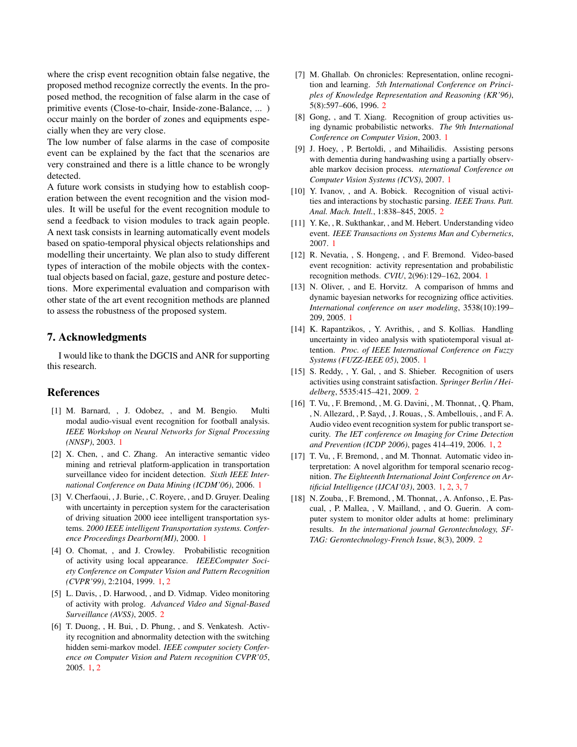where the crisp event recognition obtain false negative, the proposed method recognize correctly the events. In the proposed method, the recognition of false alarm in the case of primitive events (Close-to-chair, Inside-zone-Balance, ... ) occur mainly on the border of zones and equipments especially when they are very close.

The low number of false alarms in the case of composite event can be explained by the fact that the scenarios are very constrained and there is a little chance to be wrongly detected.

A future work consists in studying how to establish cooperation between the event recognition and the vision modules. It will be useful for the event recognition module to send a feedback to vision modules to track again people. A next task consists in learning automatically event models based on spatio-temporal physical objects relationships and modelling their uncertainty. We plan also to study different types of interaction of the mobile objects with the contextual objects based on facial, gaze, gesture and posture detections. More experimental evaluation and comparison with other state of the art event recognition methods are planned to assess the robustness of the proposed system.

## 7. Acknowledgments

I would like to thank the DGCIS and ANR for supporting this research.

## References

[1] M. Barnard, , J. Odobez, , and M. Bengio. Multi modal audio-visual event recognition for football analysis. *IEEE Workshop on Neural Networks for Signal Processing (NNSP)*, 2003. 1

[2] X. Chen, , and C. Zhang. An interactive semantic video mining and retrieval platform-application in transportation surveillance video for incident detection. *Sixth IEEE International Conference on Data Mining (ICDM'06)*, 2006. 1

[3] V. Cherfaoui, , J. Burie, , C. Royere, , and D. Gruyer. Dealing with uncertainty in perception system for the caracterisation of driving situation 2000 ieee intelligent transportation systems. *2000 IEEE intelligent Transportation systems. Conference Proceedings Dearborn(MI)*, 2000. 1

[4] O. Chomat, , and J. Crowley. Probabilistic recognition of activity using local appearance. *IEEEComputer Society Conference on Computer Vision and Pattern Recognition (CVPR'99)*, 2:2104, 1999. 1, 2

[5] L. Davis, , D. Harwood, , and D. Vidmap. Video monitoring of activity with prolog. *Advanced Video and Signal-Based Surveillance (AVSS)*, 2005. 2

[6] T. Duong, , H. Bui, , D. Phung, , and S. Venkatesh. Activity recognition and abnormality detection with the switching hidden semi-markov model. *IEEE computer society Conference on Computer Vision and Patern recognition CVPR'05*, 2005. 1, 2

[7] M. Ghallab. On chronicles: Representation, online recognition and learning. *5th International Conference on Principles of Knowledge Representation and Reasoning (KR'96)*, 5(8):597–606, 1996. 2

[8] Gong, , and T. Xiang. Recognition of group activities using dynamic probabilistic networks. *The 9th International Conference on Computer Vision*, 2003. 1

[9] J. Hoey, , P. Bertoldi, , and Mihailidis. Assisting persons with dementia during handwashing using a partially observable markov decision process. *nternational Conference on Computer Vision Systems (ICVS)*, 2007. 1

[10] Y. Ivanov, , and A. Bobick. Recognition of visual activities and interactions by stochastic parsing. *IEEE Trans. Patt. Anal. Mach. Intell.*, 1:838–845, 2005. 2

[11] Y. Ke, , R. Sukthankar, , and M. Hebert. Understanding video event. *IEEE Transactions on Systems Man and Cybernetics*, 2007. 1

[12] R. Nevatia, , S. Hongeng, , and F. Bremond. Video-based event recognition: activity representation and probabilistic recognition methods. *CVIU*, 2(96):129–162, 2004. 1

[13] N. Oliver, , and E. Horvitz. A comparison of hmms and dynamic bayesian networks for recognizing office activities. *International conference on user modeling*, 3538(10):199–209, 2005. 1

[14] K. Rapantzikos, , Y. Avrithis, , and S. Kollias. Handling uncertainty in video analysis with spatiotemporal visual attention. *Proc. of IEEE International Conference on Fuzzy Systems (FUZZ-IEEE 05)*, 2005. 1

[15] S. Reddy, , Y. Gal, , and S. Shieber. Recognition of users activities using constraint satisfaction. *Springer Berlin / Heidelberg*, 5535:415–421, 2009. 2

[16] T. Vu, , F. Bremond, , M. G. Davini, , M. Thonnat, , Q. Pham, , N. Allezard, , P. Sayd, , J. Rouas, , S. Ambellouis, , and F. A. Audio video event recognition system for public transport security. *The IET conference on Imaging for Crime Detection and Prevention (ICDP 2006)*, pages 414–419, 2006. 1, 2

[17] T. Vu, , F. Bremond, , and M. Thonnat. Automatic video interpretation: A novel algorithm for temporal scenario recognition. *The Eighteenth International Joint Conference on Artificial Intelligence (IJCAI'03)*, 2003. 1, 2, 3, 7

[18] N. Zouba, , F. Bremond, , M. Thonnat, , A. Anfonso, , E. Pascual, , P. Mallea, , V. Mailland, , and O. Guerin. A computer system to monitor older adults at home: preliminary results. *In the international journal Gerontechnology, SFTAG: Gerontechnology-French Issue*, 8(3), 2009. 2